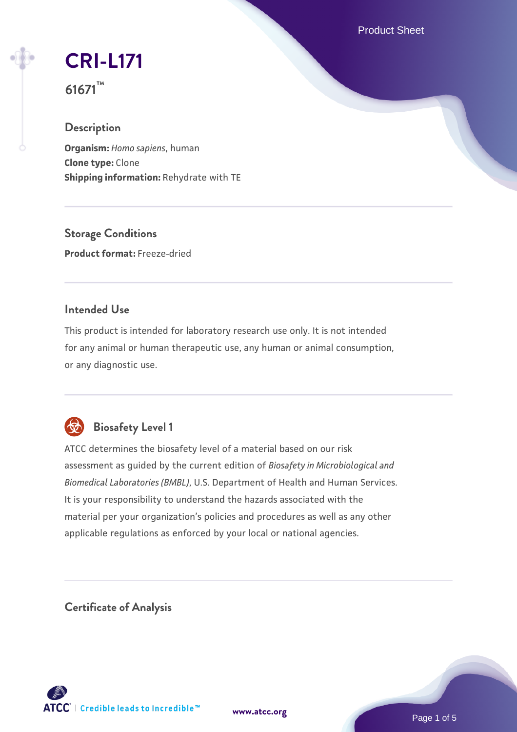# CRI-L171

**61671™**

## Description

**Organism:** *Homo sapiens*, human
**Clone type:** Clone
**Shipping information:** Rehydrate with TE

## Storage Conditions

**Product format:** Freeze-dried

## Intended Use

This product is intended for laboratory research use only. It is not intended for any animal or human therapeutic use, any human or animal consumption, or any diagnostic use.

## Biosafety Level 1

ATCC determines the biosafety level of a material based on our risk assessment as guided by the current edition of *Biosafety in Microbiological and Biomedical Laboratories (BMBL)*, U.S. Department of Health and Human Services. It is your responsibility to understand the hazards associated with the material per your organization's policies and procedures as well as any other applicable regulations as enforced by your local or national agencies.

## Certificate of Analysis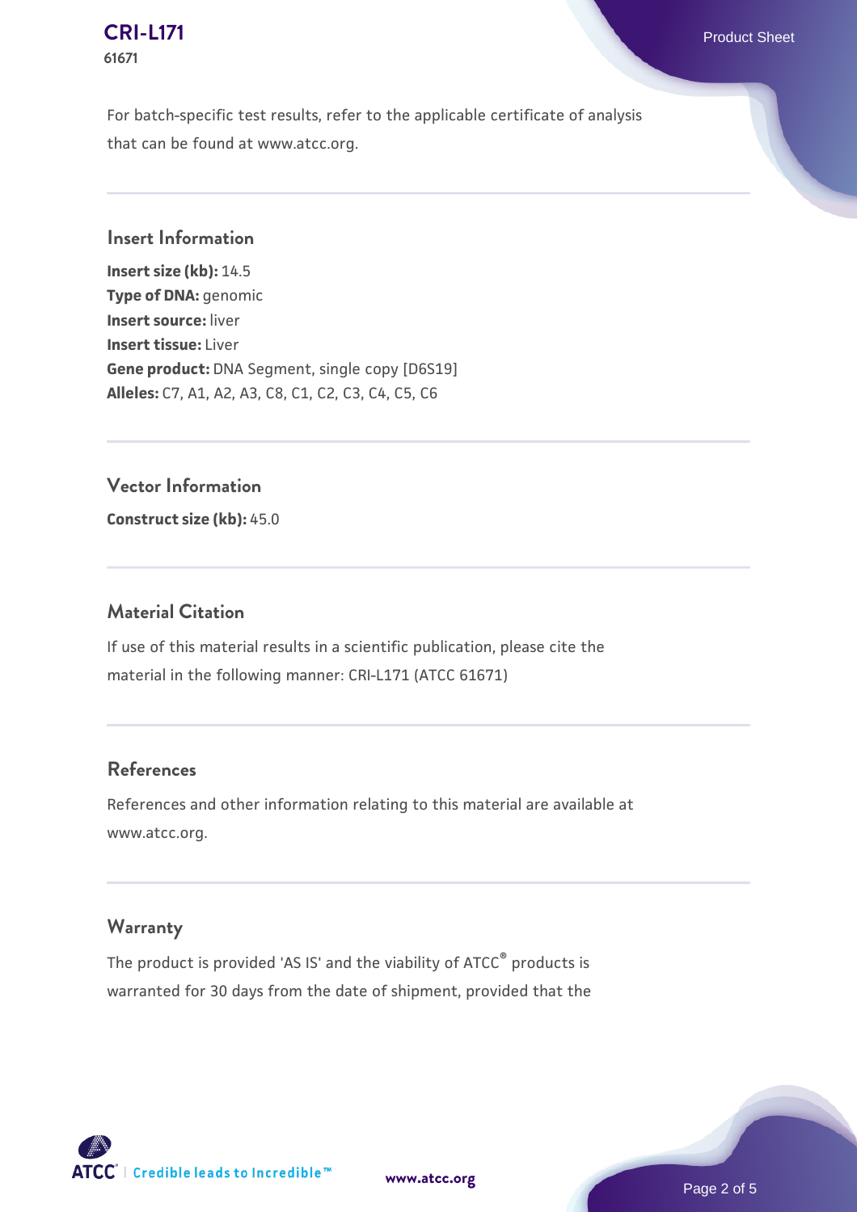For batch-specific test results, refer to the applicable certificate of analysis that can be found at www.atcc.org.

## Insert Information

**Insert size (kb):** 14.5
**Type of DNA:** genomic
**Insert source:** liver
**Insert tissue:** Liver
**Gene product:** DNA Segment, single copy [D6S19]
**Alleles:** C7, A1, A2, A3, C8, C1, C2, C3, C4, C5, C6

## Vector Information

**Construct size (kb):** 45.0

## Material Citation

If use of this material results in a scientific publication, please cite the material in the following manner: CRI-L171 (ATCC 61671)

## References

References and other information relating to this material are available at www.atcc.org.

## Warranty

The product is provided 'AS IS' and the viability of ATCC® products is warranted for 30 days from the date of shipment, provided that the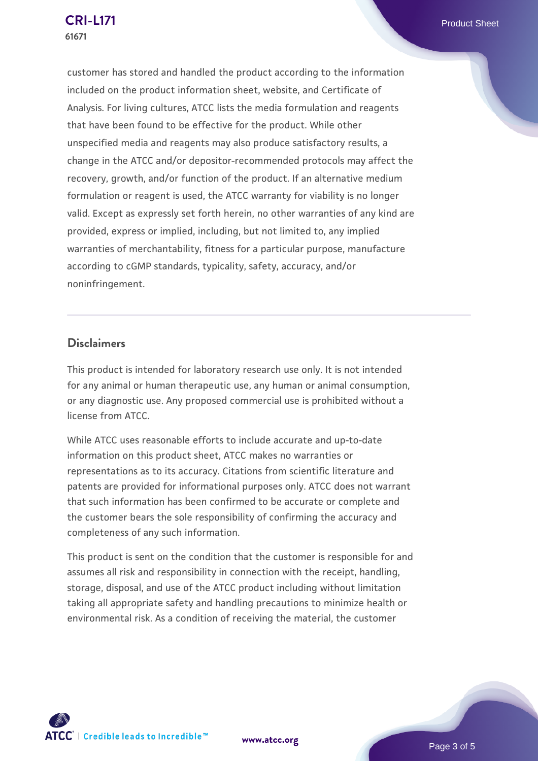customer has stored and handled the product according to the information included on the product information sheet, website, and Certificate of Analysis. For living cultures, ATCC lists the media formulation and reagents that have been found to be effective for the product. While other unspecified media and reagents may also produce satisfactory results, a change in the ATCC and/or depositor-recommended protocols may affect the recovery, growth, and/or function of the product. If an alternative medium formulation or reagent is used, the ATCC warranty for viability is no longer valid. Except as expressly set forth herein, no other warranties of any kind are provided, express or implied, including, but not limited to, any implied warranties of merchantability, fitness for a particular purpose, manufacture according to cGMP standards, typicality, safety, accuracy, and/or noninfringement.

## Disclaimers

This product is intended for laboratory research use only. It is not intended for any animal or human therapeutic use, any human or animal consumption, or any diagnostic use. Any proposed commercial use is prohibited without a license from ATCC.

While ATCC uses reasonable efforts to include accurate and up-to-date information on this product sheet, ATCC makes no warranties or representations as to its accuracy. Citations from scientific literature and patents are provided for informational purposes only. ATCC does not warrant that such information has been confirmed to be accurate or complete and the customer bears the sole responsibility of confirming the accuracy and completeness of any such information.

This product is sent on the condition that the customer is responsible for and assumes all risk and responsibility in connection with the receipt, handling, storage, disposal, and use of the ATCC product including without limitation taking all appropriate safety and handling precautions to minimize health or environmental risk. As a condition of receiving the material, the customer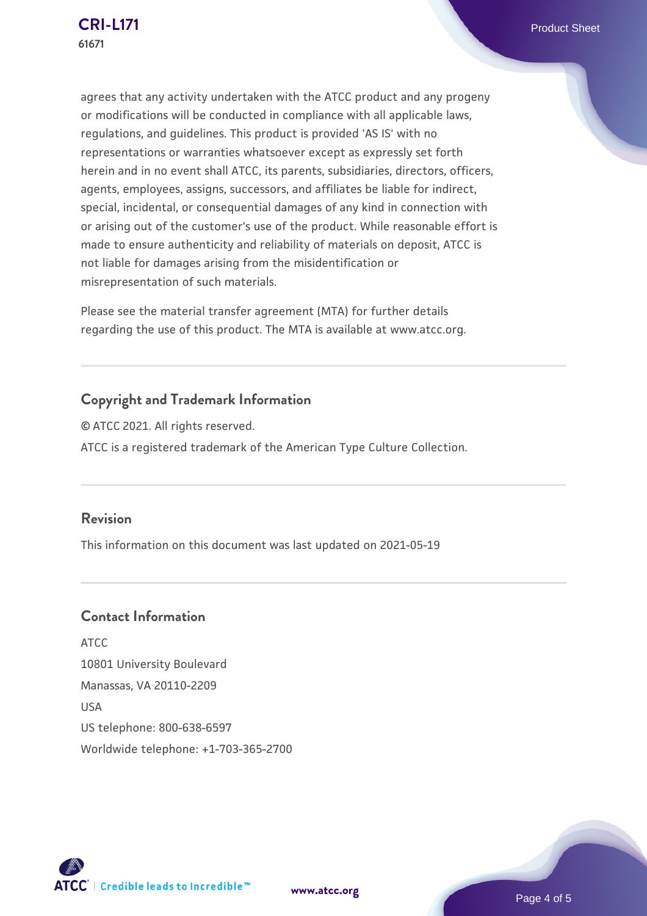agrees that any activity undertaken with the ATCC product and any progeny or modifications will be conducted in compliance with all applicable laws, regulations, and guidelines. This product is provided 'AS IS' with no representations or warranties whatsoever except as expressly set forth herein and in no event shall ATCC, its parents, subsidiaries, directors, officers, agents, employees, assigns, successors, and affiliates be liable for indirect, special, incidental, or consequential damages of any kind in connection with or arising out of the customer's use of the product. While reasonable effort is made to ensure authenticity and reliability of materials on deposit, ATCC is not liable for damages arising from the misidentification or misrepresentation of such materials.

Please see the material transfer agreement (MTA) for further details regarding the use of this product. The MTA is available at www.atcc.org.

## Copyright and Trademark Information

© ATCC 2021. All rights reserved.

ATCC is a registered trademark of the American Type Culture Collection.

## Revision

This information on this document was last updated on 2021-05-19

## Contact Information

ATCC
10801 University Boulevard
Manassas, VA 20110-2209
USA
US telephone: 800-638-6597
Worldwide telephone: +1-703-365-2700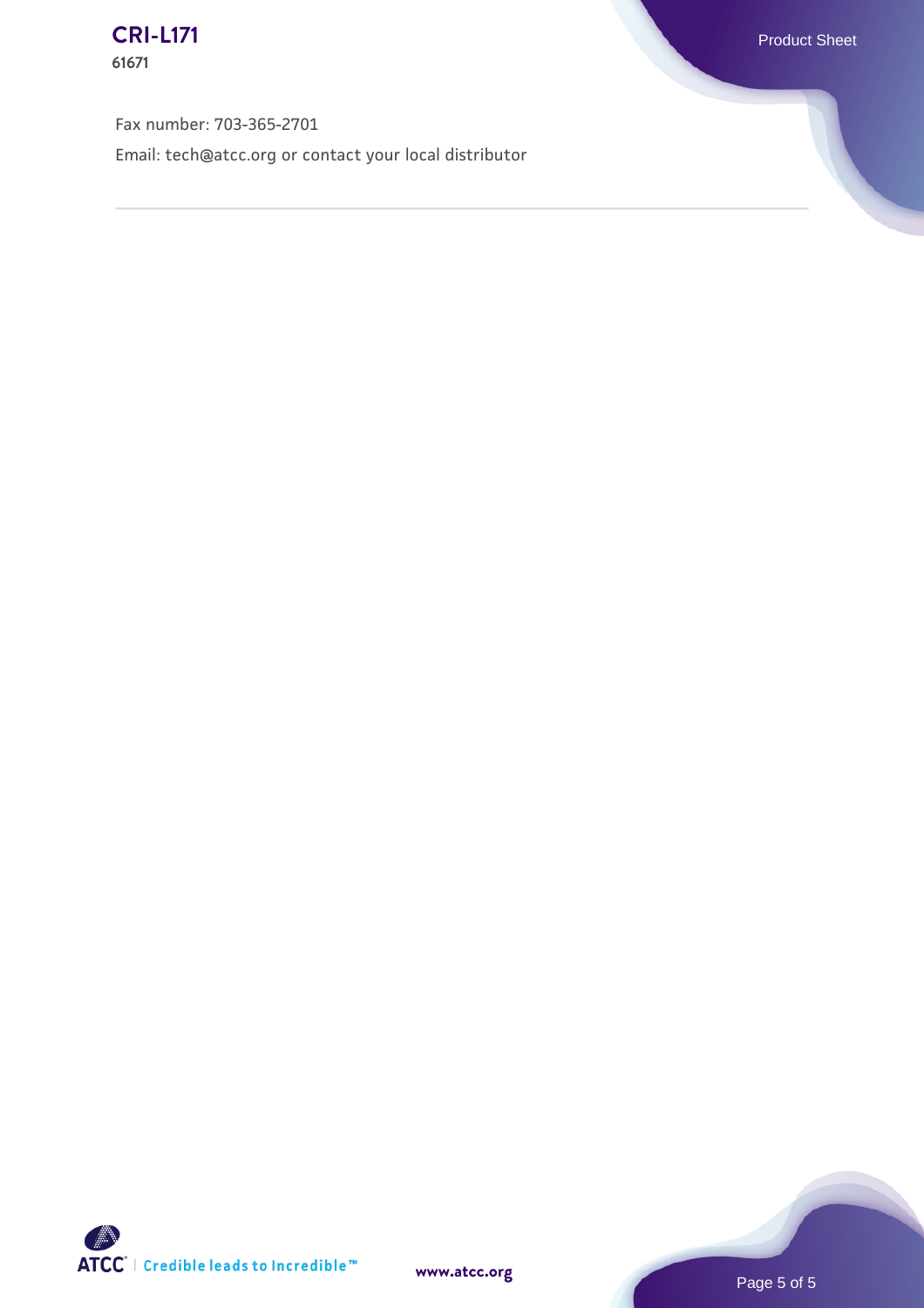Fax number: 703-365-2701

Email: tech@atcc.org or contact your local distributor